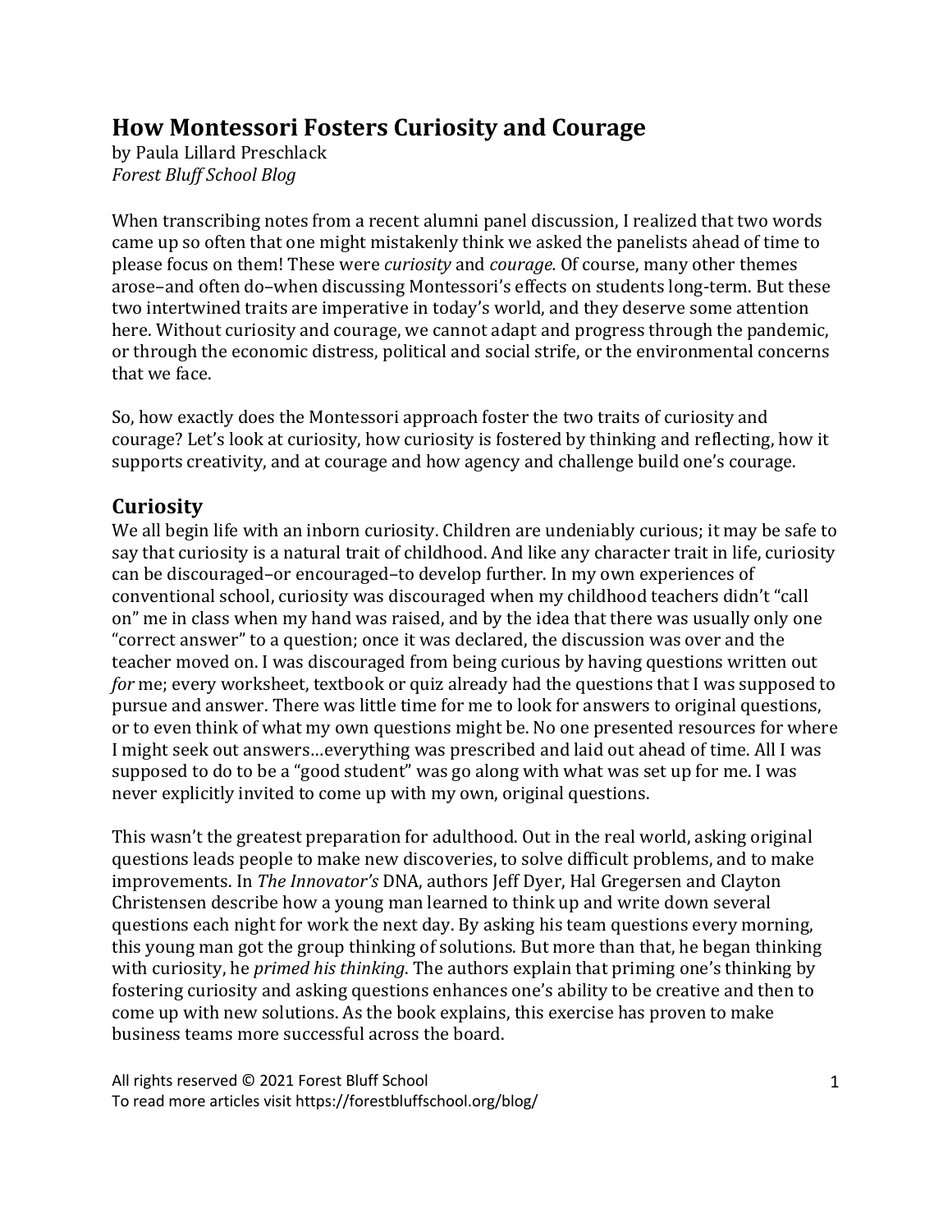# How Montessori Fosters Curiosity and Courage

by Paula Lillard Preschlack
*Forest Bluff School Blog*

When transcribing notes from a recent alumni panel discussion, I realized that two words came up so often that one might mistakenly think we asked the panelists ahead of time to please focus on them! These were *curiosity* and *courage.* Of course, many other themes arose–and often do–when discussing Montessori's effects on students long-term. But these two intertwined traits are imperative in today's world, and they deserve some attention here. Without curiosity and courage, we cannot adapt and progress through the pandemic, or through the economic distress, political and social strife, or the environmental concerns that we face.

So, how exactly does the Montessori approach foster the two traits of curiosity and courage? Let's look at curiosity, how curiosity is fostered by thinking and reflecting, how it supports creativity, and at courage and how agency and challenge build one's courage.

## Curiosity

We all begin life with an inborn curiosity. Children are undeniably curious; it may be safe to say that curiosity is a natural trait of childhood. And like any character trait in life, curiosity can be discouraged–or encouraged–to develop further. In my own experiences of conventional school, curiosity was discouraged when my childhood teachers didn't "call on" me in class when my hand was raised, and by the idea that there was usually only one "correct answer" to a question; once it was declared, the discussion was over and the teacher moved on. I was discouraged from being curious by having questions written out *for* me; every worksheet, textbook or quiz already had the questions that I was supposed to pursue and answer. There was little time for me to look for answers to original questions, or to even think of what my own questions might be. No one presented resources for where I might seek out answers…everything was prescribed and laid out ahead of time. All I was supposed to do to be a "good student" was go along with what was set up for me. I was never explicitly invited to come up with my own, original questions.

This wasn't the greatest preparation for adulthood. Out in the real world, asking original questions leads people to make new discoveries, to solve difficult problems, and to make improvements. In *The Innovator's* DNA, authors Jeff Dyer, Hal Gregersen and Clayton Christensen describe how a young man learned to think up and write down several questions each night for work the next day. By asking his team questions every morning, this young man got the group thinking of solutions. But more than that, he began thinking with curiosity, he *primed his thinking*. The authors explain that priming one's thinking by fostering curiosity and asking questions enhances one's ability to be creative and then to come up with new solutions. As the book explains, this exercise has proven to make business teams more successful across the board.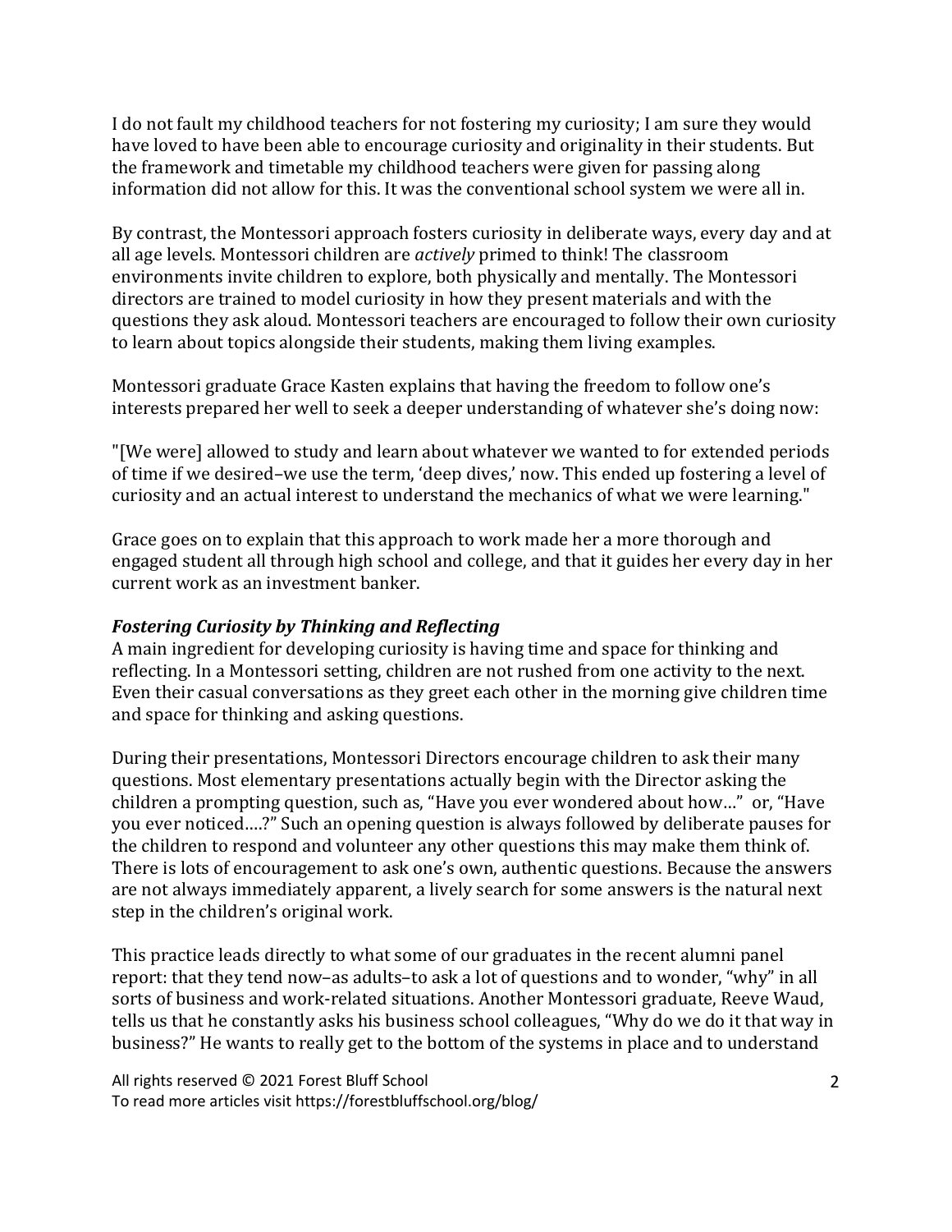I do not fault my childhood teachers for not fostering my curiosity; I am sure they would have loved to have been able to encourage curiosity and originality in their students. But the framework and timetable my childhood teachers were given for passing along information did not allow for this. It was the conventional school system we were all in.

By contrast, the Montessori approach fosters curiosity in deliberate ways, every day and at all age levels. Montessori children are *actively* primed to think! The classroom environments invite children to explore, both physically and mentally. The Montessori directors are trained to model curiosity in how they present materials and with the questions they ask aloud. Montessori teachers are encouraged to follow their own curiosity to learn about topics alongside their students, making them living examples.

Montessori graduate Grace Kasten explains that having the freedom to follow one's interests prepared her well to seek a deeper understanding of whatever she's doing now:

"[We were] allowed to study and learn about whatever we wanted to for extended periods of time if we desired–we use the term, 'deep dives,' now. This ended up fostering a level of curiosity and an actual interest to understand the mechanics of what we were learning."

Grace goes on to explain that this approach to work made her a more thorough and engaged student all through high school and college, and that it guides her every day in her current work as an investment banker.

### *Fostering Curiosity by Thinking and Reflecting*

A main ingredient for developing curiosity is having time and space for thinking and reflecting. In a Montessori setting, children are not rushed from one activity to the next. Even their casual conversations as they greet each other in the morning give children time and space for thinking and asking questions.

During their presentations, Montessori Directors encourage children to ask their many questions. Most elementary presentations actually begin with the Director asking the children a prompting question, such as, "Have you ever wondered about how…" or, "Have you ever noticed….?" Such an opening question is always followed by deliberate pauses for the children to respond and volunteer any other questions this may make them think of. There is lots of encouragement to ask one's own, authentic questions. Because the answers are not always immediately apparent, a lively search for some answers is the natural next step in the children's original work.

This practice leads directly to what some of our graduates in the recent alumni panel report: that they tend now–as adults–to ask a lot of questions and to wonder, "why" in all sorts of business and work-related situations. Another Montessori graduate, Reeve Waud, tells us that he constantly asks his business school colleagues, "Why do we do it that way in business?" He wants to really get to the bottom of the systems in place and to understand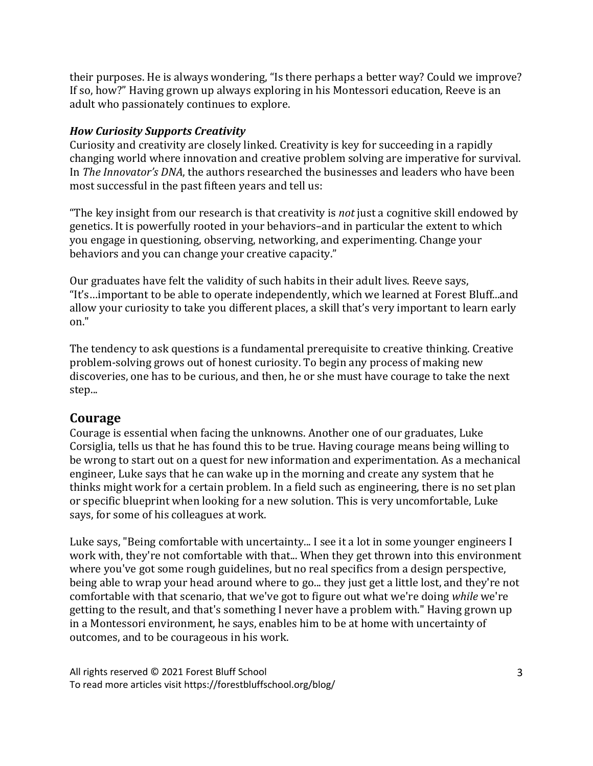their purposes. He is always wondering, "Is there perhaps a better way? Could we improve? If so, how?" Having grown up always exploring in his Montessori education, Reeve is an adult who passionately continues to explore.

### *How Curiosity Supports Creativity*

Curiosity and creativity are closely linked. Creativity is key for succeeding in a rapidly changing world where innovation and creative problem solving are imperative for survival. In *The Innovator's DNA*, the authors researched the businesses and leaders who have been most successful in the past fifteen years and tell us:

"The key insight from our research is that creativity is *not* just a cognitive skill endowed by genetics. It is powerfully rooted in your behaviors–and in particular the extent to which you engage in questioning, observing, networking, and experimenting. Change your behaviors and you can change your creative capacity."

Our graduates have felt the validity of such habits in their adult lives. Reeve says, "It's…important to be able to operate independently, which we learned at Forest Bluff...and allow your curiosity to take you different places, a skill that's very important to learn early on."

The tendency to ask questions is a fundamental prerequisite to creative thinking. Creative problem-solving grows out of honest curiosity. To begin any process of making new discoveries, one has to be curious, and then, he or she must have courage to take the next step...

## Courage

Courage is essential when facing the unknowns. Another one of our graduates, Luke Corsiglia, tells us that he has found this to be true. Having courage means being willing to be wrong to start out on a quest for new information and experimentation. As a mechanical engineer, Luke says that he can wake up in the morning and create any system that he thinks might work for a certain problem. In a field such as engineering, there is no set plan or specific blueprint when looking for a new solution. This is very uncomfortable, Luke says, for some of his colleagues at work.

Luke says, "Being comfortable with uncertainty... I see it a lot in some younger engineers I work with, they're not comfortable with that... When they get thrown into this environment where you've got some rough guidelines, but no real specifics from a design perspective, being able to wrap your head around where to go... they just get a little lost, and they're not comfortable with that scenario, that we've got to figure out what we're doing *while* we're getting to the result, and that's something I never have a problem with." Having grown up in a Montessori environment, he says, enables him to be at home with uncertainty of outcomes, and to be courageous in his work.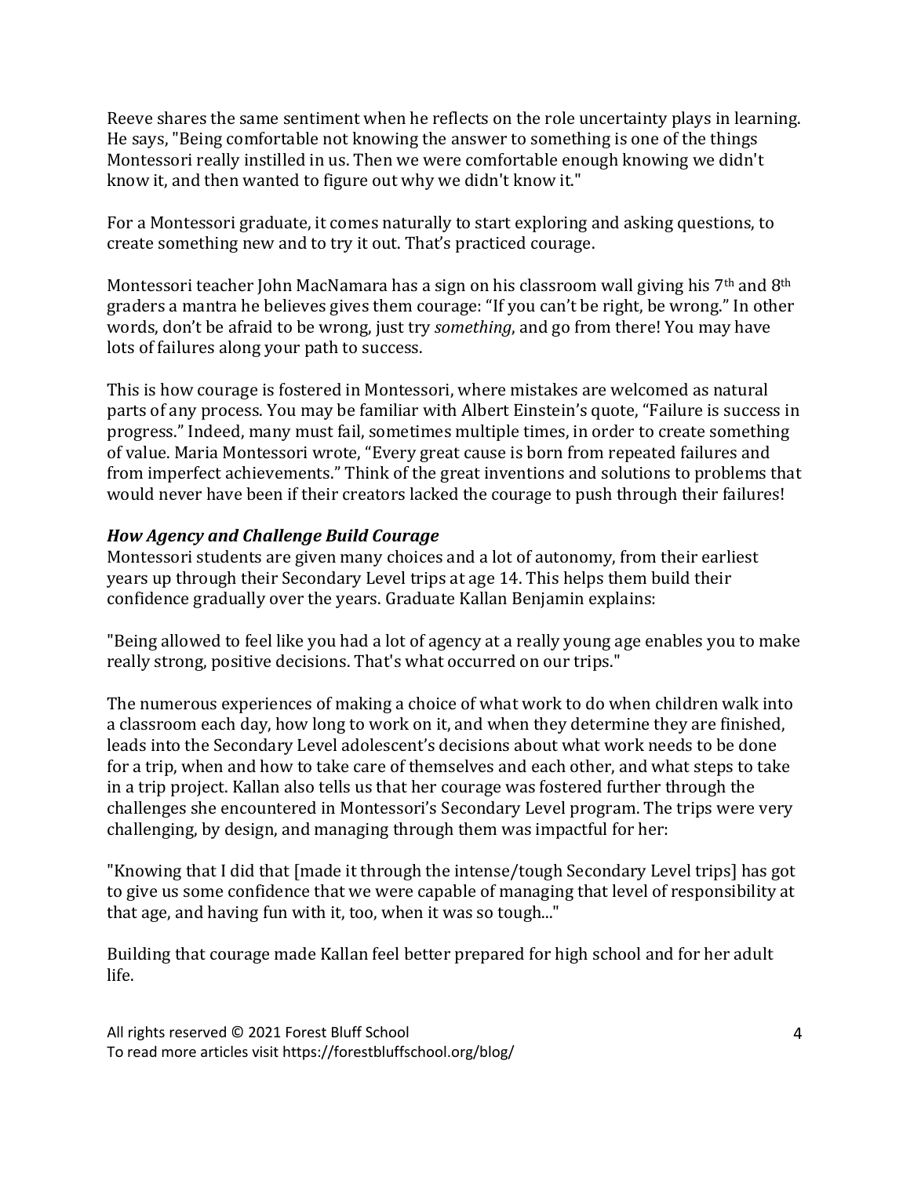Reeve shares the same sentiment when he reflects on the role uncertainty plays in learning. He says, "Being comfortable not knowing the answer to something is one of the things Montessori really instilled in us. Then we were comfortable enough knowing we didn't know it, and then wanted to figure out why we didn't know it."

For a Montessori graduate, it comes naturally to start exploring and asking questions, to create something new and to try it out. That's practiced courage.

Montessori teacher John MacNamara has a sign on his classroom wall giving his 7th and 8th graders a mantra he believes gives them courage: "If you can't be right, be wrong." In other words, don't be afraid to be wrong, just try *something*, and go from there! You may have lots of failures along your path to success.

This is how courage is fostered in Montessori, where mistakes are welcomed as natural parts of any process. You may be familiar with Albert Einstein's quote, "Failure is success in progress." Indeed, many must fail, sometimes multiple times, in order to create something of value. Maria Montessori wrote, "Every great cause is born from repeated failures and from imperfect achievements." Think of the great inventions and solutions to problems that would never have been if their creators lacked the courage to push through their failures!

### *How Agency and Challenge Build Courage*

Montessori students are given many choices and a lot of autonomy, from their earliest years up through their Secondary Level trips at age 14. This helps them build their confidence gradually over the years. Graduate Kallan Benjamin explains:

"Being allowed to feel like you had a lot of agency at a really young age enables you to make really strong, positive decisions. That's what occurred on our trips."

The numerous experiences of making a choice of what work to do when children walk into a classroom each day, how long to work on it, and when they determine they are finished, leads into the Secondary Level adolescent's decisions about what work needs to be done for a trip, when and how to take care of themselves and each other, and what steps to take in a trip project. Kallan also tells us that her courage was fostered further through the challenges she encountered in Montessori's Secondary Level program. The trips were very challenging, by design, and managing through them was impactful for her:

"Knowing that I did that [made it through the intense/tough Secondary Level trips] has got to give us some confidence that we were capable of managing that level of responsibility at that age, and having fun with it, too, when it was so tough..."

Building that courage made Kallan feel better prepared for high school and for her adult life.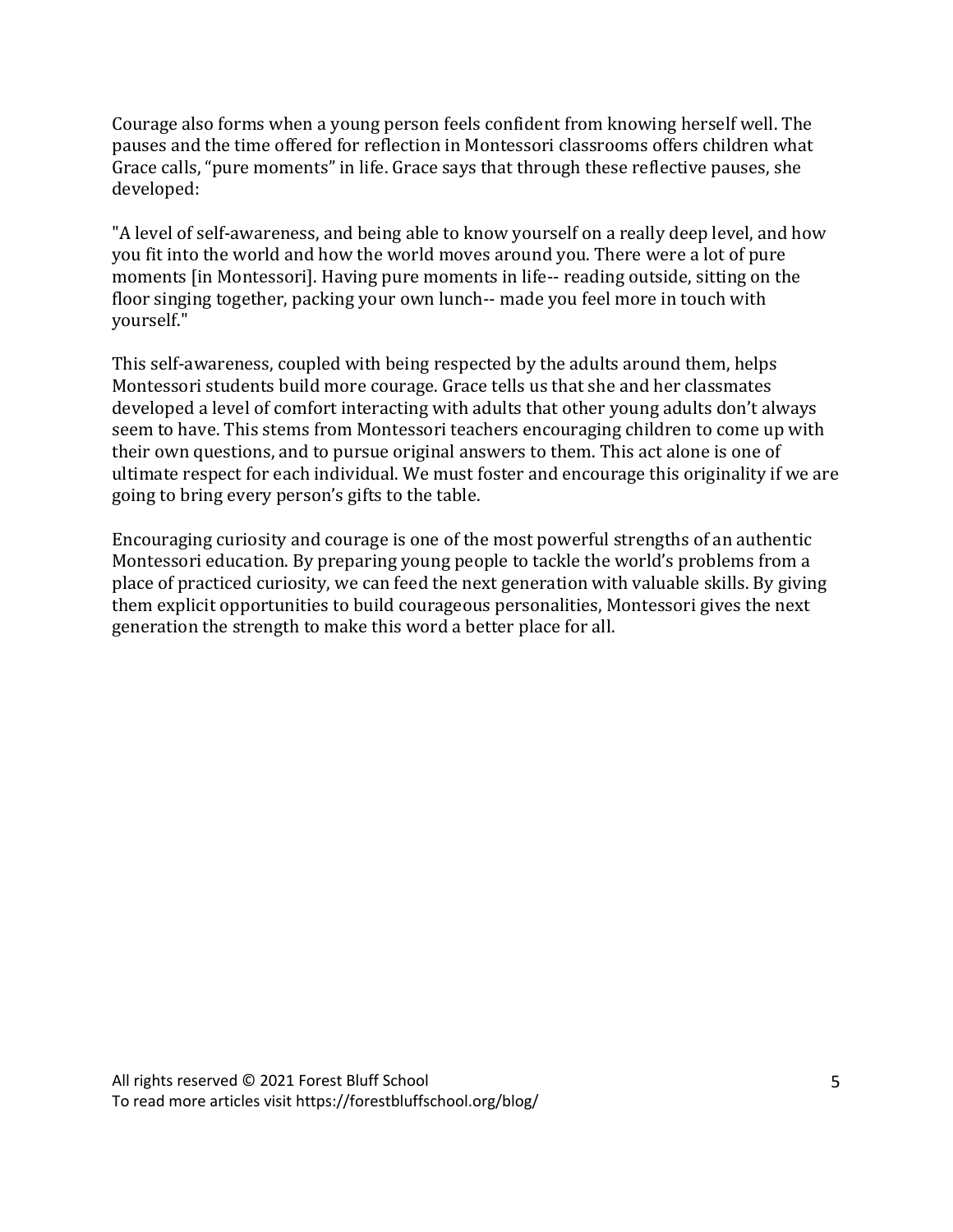Courage also forms when a young person feels confident from knowing herself well. The pauses and the time offered for reflection in Montessori classrooms offers children what Grace calls, "pure moments" in life. Grace says that through these reflective pauses, she developed:

"A level of self-awareness, and being able to know yourself on a really deep level, and how you fit into the world and how the world moves around you. There were a lot of pure moments [in Montessori]. Having pure moments in life-- reading outside, sitting on the floor singing together, packing your own lunch-- made you feel more in touch with yourself."

This self-awareness, coupled with being respected by the adults around them, helps Montessori students build more courage. Grace tells us that she and her classmates developed a level of comfort interacting with adults that other young adults don't always seem to have. This stems from Montessori teachers encouraging children to come up with their own questions, and to pursue original answers to them. This act alone is one of ultimate respect for each individual. We must foster and encourage this originality if we are going to bring every person's gifts to the table.

Encouraging curiosity and courage is one of the most powerful strengths of an authentic Montessori education. By preparing young people to tackle the world's problems from a place of practiced curiosity, we can feed the next generation with valuable skills. By giving them explicit opportunities to build courageous personalities, Montessori gives the next generation the strength to make this word a better place for all.

All rights reserved © 2021 Forest Bluff School
To read more articles visit https://forestbluffschool.org/blog/